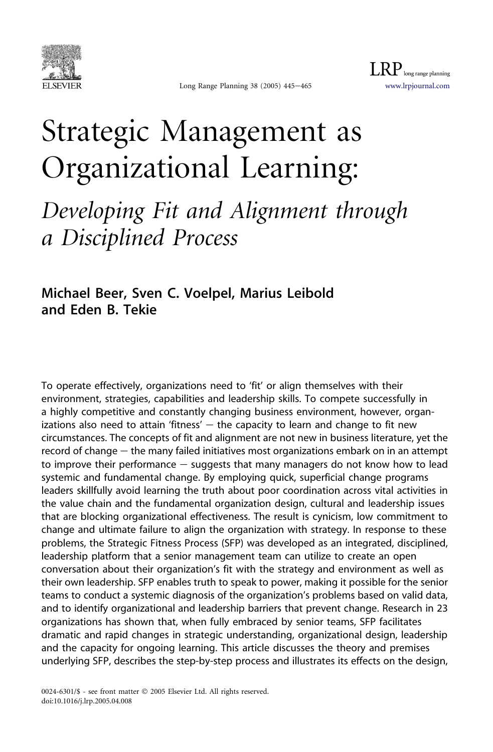# Strategic Management as Organizational Learning:

## *Developing Fit and Alignment through a Disciplined Process*

**Michael Beer, Sven C. Voelpel, Marius Leibold and Eden B. Tekie**

To operate effectively, organizations need to 'fit' or align themselves with their environment, strategies, capabilities and leadership skills. To compete successfully in a highly competitive and constantly changing business environment, however, organizations also need to attain 'fitness' — the capacity to learn and change to fit new circumstances. The concepts of fit and alignment are not new in business literature, yet the record of change — the many failed initiatives most organizations embark on in an attempt to improve their performance — suggests that many managers do not know how to lead systemic and fundamental change. By employing quick, superficial change programs leaders skillfully avoid learning the truth about poor coordination across vital activities in the value chain and the fundamental organization design, cultural and leadership issues that are blocking organizational effectiveness. The result is cynicism, low commitment to change and ultimate failure to align the organization with strategy. In response to these problems, the Strategic Fitness Process (SFP) was developed as an integrated, disciplined, leadership platform that a senior management team can utilize to create an open conversation about their organization's fit with the strategy and environment as well as their own leadership. SFP enables truth to speak to power, making it possible for the senior teams to conduct a systemic diagnosis of the organization's problems based on valid data, and to identify organizational and leadership barriers that prevent change. Research in 23 organizations has shown that, when fully embraced by senior teams, SFP facilitates dramatic and rapid changes in strategic understanding, organizational design, leadership and the capacity for ongoing learning. This article discusses the theory and premises underlying SFP, describes the step-by-step process and illustrates its effects on the design,

0024-6301/$ - see front matter © 2005 Elsevier Ltd. All rights reserved.
doi:10.1016/j.lrp.2005.04.008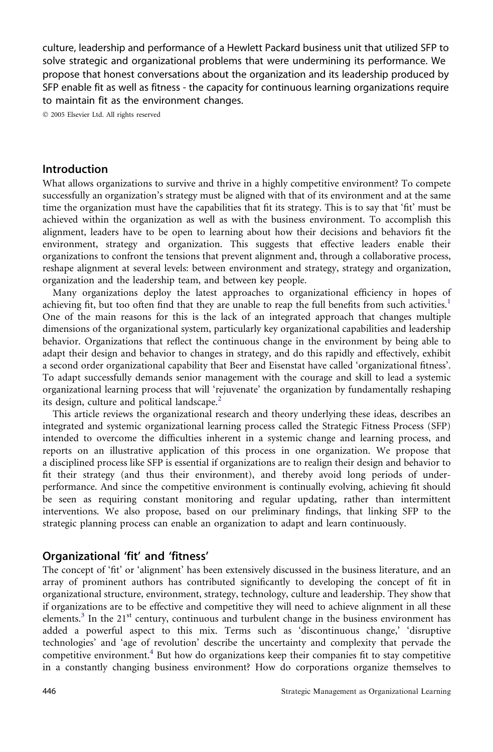culture, leadership and performance of a Hewlett Packard business unit that utilized SFP to solve strategic and organizational problems that were undermining its performance. We propose that honest conversations about the organization and its leadership produced by SFP enable fit as well as fitness - the capacity for continuous learning organizations require to maintain fit as the environment changes.

© 2005 Elsevier Ltd. All rights reserved

## Introduction

What allows organizations to survive and thrive in a highly competitive environment? To compete successfully an organization's strategy must be aligned with that of its environment and at the same time the organization must have the capabilities that fit its strategy. This is to say that 'fit' must be achieved within the organization as well as with the business environment. To accomplish this alignment, leaders have to be open to learning about how their decisions and behaviors fit the environment, strategy and organization. This suggests that effective leaders enable their organizations to confront the tensions that prevent alignment and, through a collaborative process, reshape alignment at several levels: between environment and strategy, strategy and organization, organization and the leadership team, and between key people.

Many organizations deploy the latest approaches to organizational efficiency in hopes of achieving fit, but too often find that they are unable to reap the full benefits from such activities.[1] One of the main reasons for this is the lack of an integrated approach that changes multiple dimensions of the organizational system, particularly key organizational capabilities and leadership behavior. Organizations that reflect the continuous change in the environment by being able to adapt their design and behavior to changes in strategy, and do this rapidly and effectively, exhibit a second order organizational capability that Beer and Eisenstat have called 'organizational fitness'. To adapt successfully demands senior management with the courage and skill to lead a systemic organizational learning process that will 'rejuvenate' the organization by fundamentally reshaping its design, culture and political landscape.[2]

This article reviews the organizational research and theory underlying these ideas, describes an integrated and systemic organizational learning process called the Strategic Fitness Process (SFP) intended to overcome the difficulties inherent in a systemic change and learning process, and reports on an illustrative application of this process in one organization. We propose that a disciplined process like SFP is essential if organizations are to realign their design and behavior to fit their strategy (and thus their environment), and thereby avoid long periods of under-performance. And since the competitive environment is continually evolving, achieving fit should be seen as requiring constant monitoring and regular updating, rather than intermittent interventions. We also propose, based on our preliminary findings, that linking SFP to the strategic planning process can enable an organization to adapt and learn continuously.

## Organizational 'fit' and 'fitness'

The concept of 'fit' or 'alignment' has been extensively discussed in the business literature, and an array of prominent authors has contributed significantly to developing the concept of fit in organizational structure, environment, strategy, technology, culture and leadership. They show that if organizations are to be effective and competitive they will need to achieve alignment in all these elements.[3] In the 21st century, continuous and turbulent change in the business environment has added a powerful aspect to this mix. Terms such as 'discontinuous change,' 'disruptive technologies' and 'age of revolution' describe the uncertainty and complexity that pervade the competitive environment.[4] But how do organizations keep their companies fit to stay competitive in a constantly changing business environment? How do corporations organize themselves to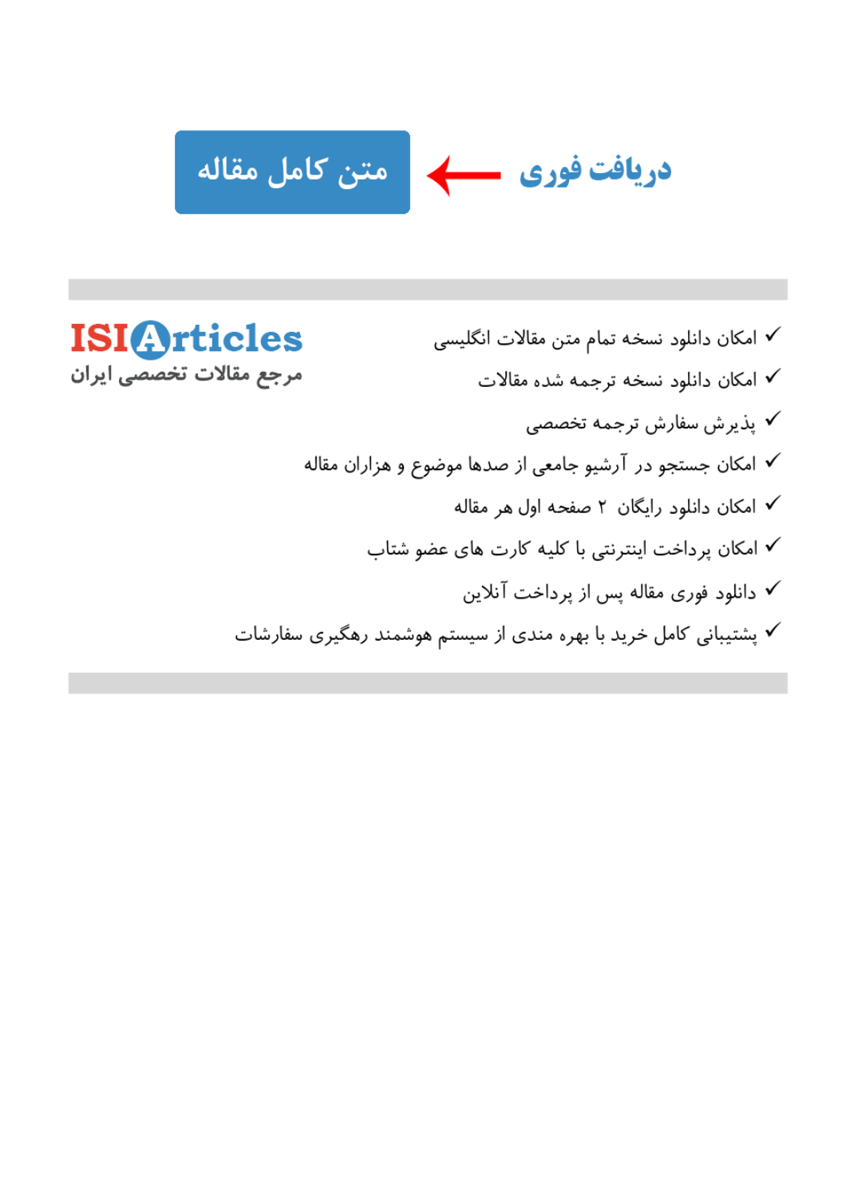**دریافت فوری** ← **متن کامل مقاله**

**ISIArticles**
مرجع مقالات تخصصی ایران

- ✓ امکان دانلود نسخه تمام متن مقالات انگلیسی
- ✓ امکان دانلود نسخه ترجمه شده مقالات
- ✓ پذیرش سفارش ترجمه تخصصی
- ✓ امکان جستجو در آرشیو جامعی از صدها موضوع و هزاران مقاله
- ✓ امکان دانلود رایگان ۲ صفحه اول هر مقاله
- ✓ امکان پرداخت اینترنتی با کلیه کارت های عضو شتاب
- ✓ دانلود فوری مقاله پس از پرداخت آنلاین
- ✓ پشتیبانی کامل خرید با بهره مندی از سیستم هوشمند رهگیری سفارشات